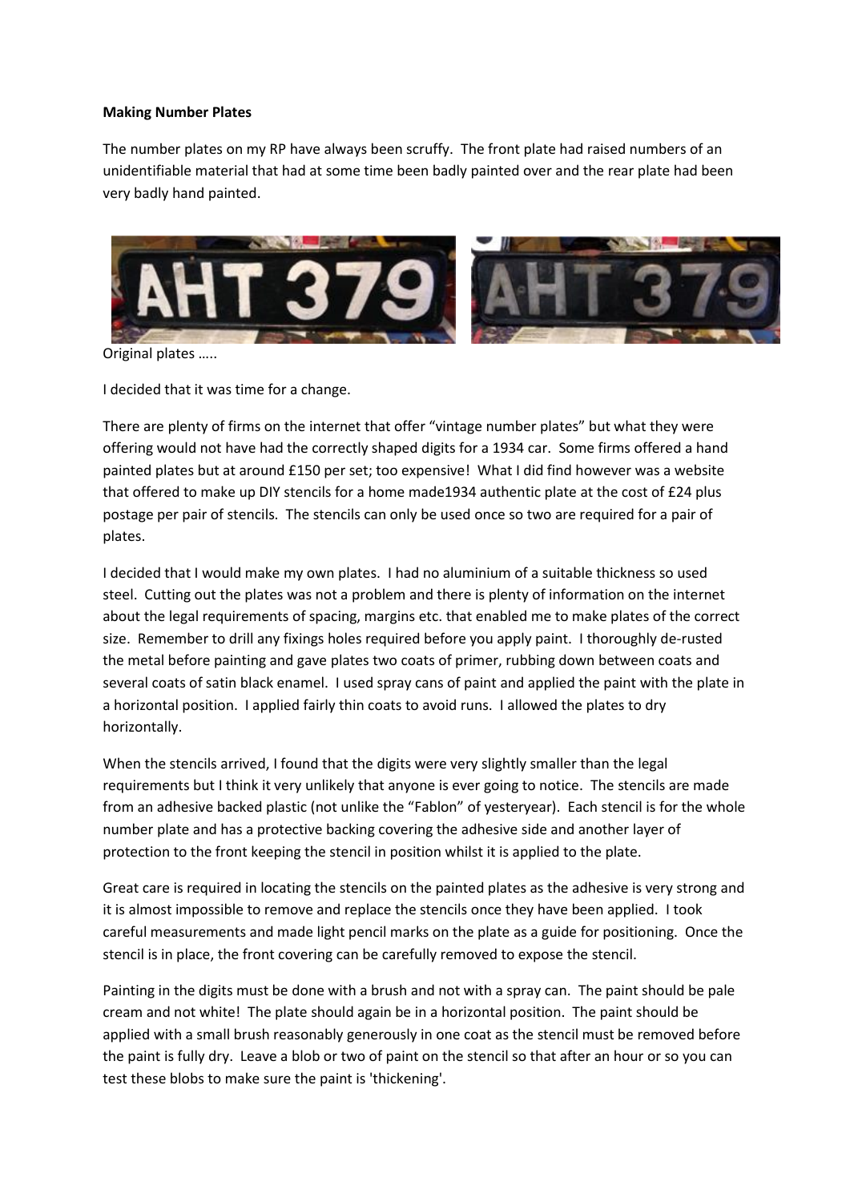**Making Number Plates**

The number plates on my RP have always been scruffy. The front plate had raised numbers of an unidentifiable material that had at some time been badly painted over and the rear plate had been very badly hand painted.

Original plates …..

I decided that it was time for a change.

There are plenty of firms on the internet that offer "vintage number plates" but what they were offering would not have had the correctly shaped digits for a 1934 car. Some firms offered a hand painted plates but at around £150 per set; too expensive! What I did find however was a website that offered to make up DIY stencils for a home made1934 authentic plate at the cost of £24 plus postage per pair of stencils. The stencils can only be used once so two are required for a pair of plates.

I decided that I would make my own plates. I had no aluminium of a suitable thickness so used steel. Cutting out the plates was not a problem and there is plenty of information on the internet about the legal requirements of spacing, margins etc. that enabled me to make plates of the correct size. Remember to drill any fixings holes required before you apply paint. I thoroughly de-rusted the metal before painting and gave plates two coats of primer, rubbing down between coats and several coats of satin black enamel. I used spray cans of paint and applied the paint with the plate in a horizontal position. I applied fairly thin coats to avoid runs. I allowed the plates to dry horizontally.

When the stencils arrived, I found that the digits were very slightly smaller than the legal requirements but I think it very unlikely that anyone is ever going to notice. The stencils are made from an adhesive backed plastic (not unlike the "Fablon" of yesteryear). Each stencil is for the whole number plate and has a protective backing covering the adhesive side and another layer of protection to the front keeping the stencil in position whilst it is applied to the plate.

Great care is required in locating the stencils on the painted plates as the adhesive is very strong and it is almost impossible to remove and replace the stencils once they have been applied. I took careful measurements and made light pencil marks on the plate as a guide for positioning. Once the stencil is in place, the front covering can be carefully removed to expose the stencil.

Painting in the digits must be done with a brush and not with a spray can. The paint should be pale cream and not white! The plate should again be in a horizontal position. The paint should be applied with a small brush reasonably generously in one coat as the stencil must be removed before the paint is fully dry. Leave a blob or two of paint on the stencil so that after an hour or so you can test these blobs to make sure the paint is 'thickening'.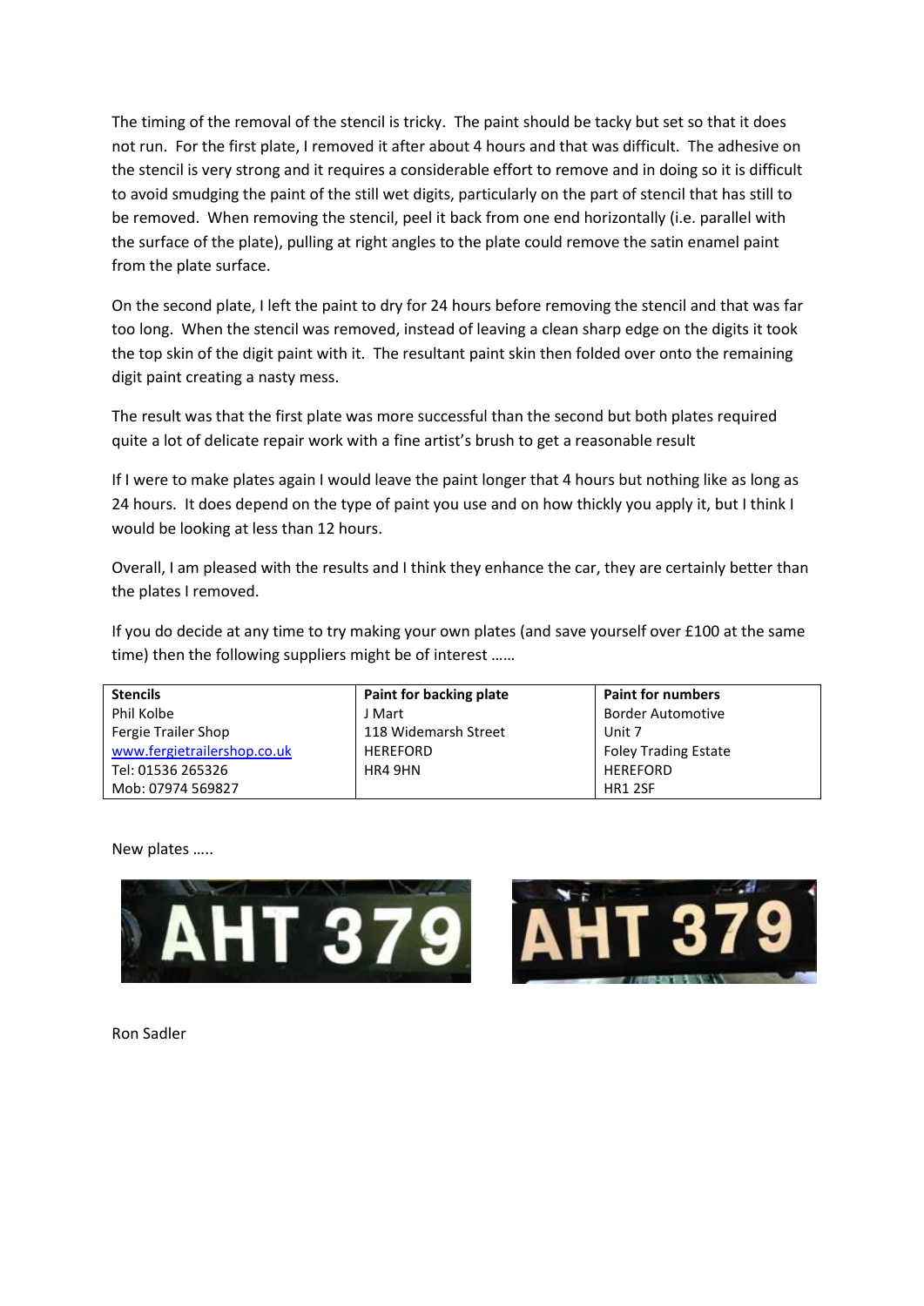The timing of the removal of the stencil is tricky. The paint should be tacky but set so that it does not run. For the first plate, I removed it after about 4 hours and that was difficult. The adhesive on the stencil is very strong and it requires a considerable effort to remove and in doing so it is difficult to avoid smudging the paint of the still wet digits, particularly on the part of stencil that has still to be removed. When removing the stencil, peel it back from one end horizontally (i.e. parallel with the surface of the plate), pulling at right angles to the plate could remove the satin enamel paint from the plate surface.

On the second plate, I left the paint to dry for 24 hours before removing the stencil and that was far too long. When the stencil was removed, instead of leaving a clean sharp edge on the digits it took the top skin of the digit paint with it. The resultant paint skin then folded over onto the remaining digit paint creating a nasty mess.

The result was that the first plate was more successful than the second but both plates required quite a lot of delicate repair work with a fine artist's brush to get a reasonable result

If I were to make plates again I would leave the paint longer that 4 hours but nothing like as long as 24 hours. It does depend on the type of paint you use and on how thickly you apply it, but I think I would be looking at less than 12 hours.

Overall, I am pleased with the results and I think they enhance the car, they are certainly better than the plates I removed.

If you do decide at any time to try making your own plates (and save yourself over £100 at the same time) then the following suppliers might be of interest ……

| Stencils | Paint for backing plate | Paint for numbers |
|---|---|---|
| Phil Kolbe | J Mart | Border Automotive |
| Fergie Trailer Shop | 118 Widemarsh Street | Unit 7 |
| www.fergietrailershop.co.uk | HEREFORD | Foley Trading Estate |
| Tel: 01536 265326 | HR4 9HN | HEREFORD |
| Mob: 07974 569827 | | HR1 2SF |

New plates …..

Ron Sadler